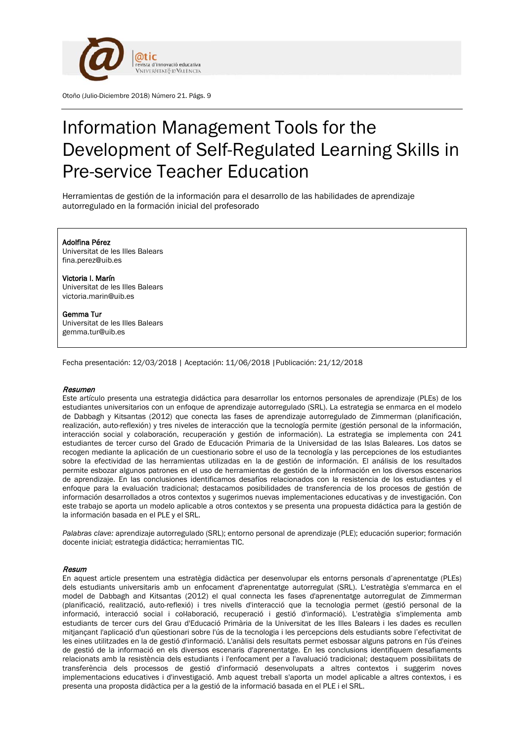# Information Management Tools for the Development of Self-Regulated Learning Skills in Pre-service Teacher Education

Herramientas de gestión de la información para el desarrollo de las habilidades de aprendizaje autorregulado en la formación inicial del profesorado

**Adolfina Pérez**
Universitat de les Illes Balears
fina.perez@uib.es

**Victoria I. Marín**
Universitat de les Illes Balears
victoria.marin@uib.es

**Gemma Tur**
Universitat de les Illes Balears
gemma.tur@uib.es

Fecha presentación: 12/03/2018 | Aceptación: 11/06/2018 | Publicación: 21/12/2018

***Resumen***

Este artículo presenta una estrategia didáctica para desarrollar los entornos personales de aprendizaje (PLEs) de los estudiantes universitarios con un enfoque de aprendizaje autorregulado (SRL). La estrategia se enmarca en el modelo de Dabbagh y Kitsantas (2012) que conecta las fases de aprendizaje autorregulado de Zimmerman (planificación, realización, auto-reflexión) y tres niveles de interacción que la tecnología permite (gestión personal de la información, interacción social y colaboración, recuperación y gestión de información). La estrategia se implementa con 241 estudiantes de tercer curso del Grado de Educación Primaria de la Universidad de las Islas Baleares. Los datos se recogen mediante la aplicación de un cuestionario sobre el uso de la tecnología y las percepciones de los estudiantes sobre la efectividad de las herramientas utilizadas en la de gestión de información. El análisis de los resultados permite esbozar algunos patrones en el uso de herramientas de gestión de la información en los diversos escenarios de aprendizaje. En las conclusiones identificamos desafíos relacionados con la resistencia de los estudiantes y el enfoque para la evaluación tradicional; destacamos posibilidades de transferencia de los procesos de gestión de información desarrollados a otros contextos y sugerimos nuevas implementaciones educativas y de investigación. Con este trabajo se aporta un modelo aplicable a otros contextos y se presenta una propuesta didáctica para la gestión de la información basada en el PLE y el SRL.

*Palabras clave:* aprendizaje autorregulado (SRL); entorno personal de aprendizaje (PLE); educación superior; formación docente inicial; estrategia didáctica; herramientas TIC.

***Resum***

En aquest article presentem una estratègia didàctica per desenvolupar els entorns personals d'aprenentatge (PLEs) dels estudiants universitaris amb un enfocament d'aprenentatge autoregulat (SRL). L'estratègia s'emmarca en el model de Dabbagh and Kitsantas (2012) el qual connecta les fases d'aprenentatge autoregulat de Zimmerman (planificació, realització, auto-reflexió) i tres nivells d'interacció que la tecnologia permet (gestió personal de la informació, interacció social i col·laboració, recuperació i gestió d'informació). L'estratègia s'implementa amb estudiants de tercer curs del Grau d'Educació Primària de la Universitat de les Illes Balears i les dades es recullen mitjançant l'aplicació d'un qüestionari sobre l'ús de la tecnologia i les percepcions dels estudiants sobre l'efectivitat de les eines utilitzades en la de gestió d'informació. L'anàlisi dels resultats permet esbossar alguns patrons en l'ús d'eines de gestió de la informació en els diversos escenaris d'aprenentatge. En les conclusions identifiquem desafiaments relacionats amb la resistència dels estudiants i l'enfocament per a l'avaluació tradicional; destaquem possibilitats de transferència dels processos de gestió d'informació desenvolupats a altres contextos i suggerim noves implementacions educatives i d'investigació. Amb aquest treball s'aporta un model aplicable a altres contextos, i es presenta una proposta didàctica per a la gestió de la informació basada en el PLE i el SRL.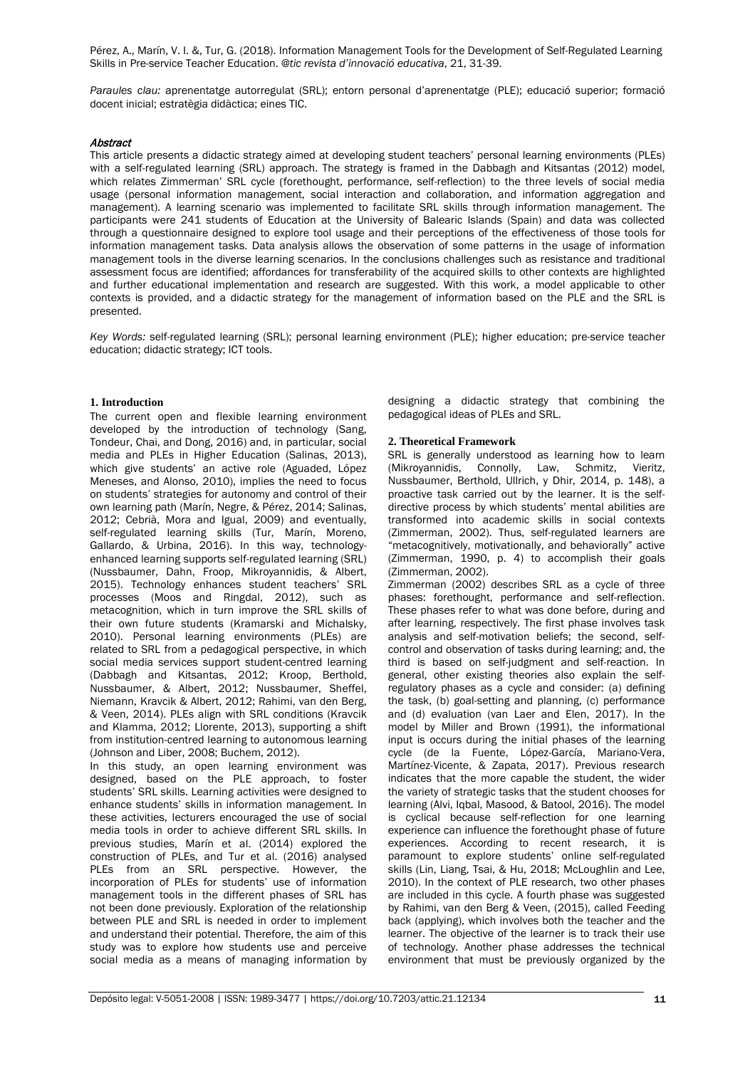Pérez, A., Marín, V. I. &, Tur, G. (2018). Information Management Tools for the Development of Self-Regulated Learning Skills in Pre-service Teacher Education. *@tic revista d'innovació educativa*, 21, 31-39.

*Paraules clau:* aprenentatge autorregulat (SRL); entorn personal d'aprenentatge (PLE); educació superior; formació docent inicial; estratègia didàctica; eines TIC.

### *Abstract*

This article presents a didactic strategy aimed at developing student teachers' personal learning environments (PLEs) with a self-regulated learning (SRL) approach. The strategy is framed in the Dabbagh and Kitsantas (2012) model, which relates Zimmerman' SRL cycle (forethought, performance, self-reflection) to the three levels of social media usage (personal information management, social interaction and collaboration, and information aggregation and management). A learning scenario was implemented to facilitate SRL skills through information management. The participants were 241 students of Education at the University of Balearic Islands (Spain) and data was collected through a questionnaire designed to explore tool usage and their perceptions of the effectiveness of those tools for information management tasks. Data analysis allows the observation of some patterns in the usage of information management tools in the diverse learning scenarios. In the conclusions challenges such as resistance and traditional assessment focus are identified; affordances for transferability of the acquired skills to other contexts are highlighted and further educational implementation and research are suggested. With this work, a model applicable to other contexts is provided, and a didactic strategy for the management of information based on the PLE and the SRL is presented.

*Key Words:* self-regulated learning (SRL); personal learning environment (PLE); higher education; pre-service teacher education; didactic strategy; ICT tools.

## 1. Introduction

The current open and flexible learning environment developed by the introduction of technology (Sang, Tondeur, Chai, and Dong, 2016) and, in particular, social media and PLEs in Higher Education (Salinas, 2013), which give students' an active role (Aguaded, López Meneses, and Alonso, 2010), implies the need to focus on students' strategies for autonomy and control of their own learning path (Marín, Negre, & Pérez, 2014; Salinas, 2012; Cebrià, Mora and Igual, 2009) and eventually, self-regulated learning skills (Tur, Marín, Moreno, Gallardo, & Urbina, 2016). In this way, technology-enhanced learning supports self-regulated learning (SRL) (Nussbaumer, Dahn, Froop, Mikroyannidis, & Albert, 2015). Technology enhances student teachers' SRL processes (Moos and Ringdal, 2012), such as metacognition, which in turn improve the SRL skills of their own future students (Kramarski and Michalsky, 2010). Personal learning environments (PLEs) are related to SRL from a pedagogical perspective, in which social media services support student-centred learning (Dabbagh and Kitsantas, 2012; Kroop, Berthold, Nussbaumer, Sheffel, Niemann, Kravcik & Albert, 2012; Rahimi, van den Berg, & Veen, 2014). PLEs align with SRL conditions (Kravcik and Klamma, 2012; Llorente, 2013), supporting a shift from institution-centred learning to autonomous learning (Johnson and Liber, 2008; Buchem, 2012).

In this study, an open learning environment was designed, based on the PLE approach, to foster students' SRL skills. Learning activities were designed to enhance students' skills in information management. In these activities, lecturers encouraged the use of social media tools in order to achieve different SRL skills. In previous studies, Marín et al. (2014) explored the construction of PLEs, and Tur et al. (2016) analysed PLEs from an SRL perspective. However, the incorporation of PLEs for students' use of information management tools in the different phases of SRL has not been done previously. Exploration of the relationship between PLE and SRL is needed in order to implement and understand their potential. Therefore, the aim of this study was to explore how students use and perceive social media as a means of managing information by designing a didactic strategy that combining the pedagogical ideas of PLEs and SRL.

## 2. Theoretical Framework

SRL is generally understood as learning how to learn (Mikroyannidis, Connolly, Law, Schmitz, Vieritz, Nussbaumer, Berthold, Ullrich, y Dhir, 2014, p. 148), a proactive task carried out by the learner. It is the self-directive process by which students' mental abilities are transformed into academic skills in social contexts (Zimmerman, 2002). Thus, self-regulated learners are "metacognitively, motivationally, and behaviorally" active (Zimmerman, 1990, p. 4) to accomplish their goals (Zimmerman, 2002).

Zimmerman (2002) describes SRL as a cycle of three phases: forethought, performance and self-reflection. These phases refer to what was done before, during and after learning, respectively. The first phase involves task analysis and self-motivation beliefs; the second, self-control and observation of tasks during learning; and, the third is based on self-judgment and self-reaction. In general, other existing theories also explain the self-regulatory phases as a cycle and consider: (a) defining the task, (b) goal-setting and planning, (c) performance and (d) evaluation (van Laer and Elen, 2017). In the model by Miller and Brown (1991), the informational input is occurs during the initial phases of the learning cycle (de la Fuente, López-García, Mariano-Vera, Martínez-Vicente, & Zapata, 2017). Previous research indicates that the more capable the student, the wider the variety of strategic tasks that the student chooses for learning (Alvi, Iqbal, Masood, & Batool, 2016). The model is cyclical because self-reflection for one learning experience can influence the forethought phase of future experiences. According to recent research, it is paramount to explore students' online self-regulated skills (Lin, Liang, Tsai, & Hu, 2018; McLoughlin and Lee, 2010). In the context of PLE research, two other phases are included in this cycle. A fourth phase was suggested by Rahimi, van den Berg & Veen, (2015), called Feeding back (applying), which involves both the teacher and the learner. The objective of the learner is to track their use of technology. Another phase addresses the technical environment that must be previously organized by the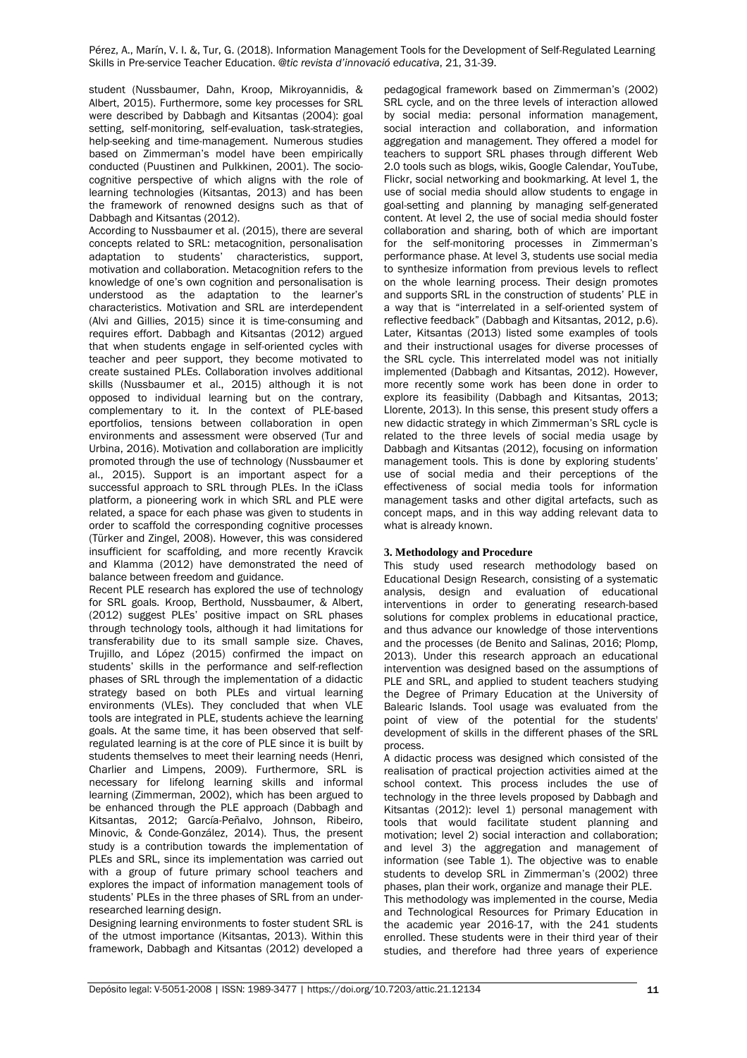student (Nussbaumer, Dahn, Kroop, Mikroyannidis, & Albert, 2015). Furthermore, some key processes for SRL were described by Dabbagh and Kitsantas (2004): goal setting, self-monitoring, self-evaluation, task-strategies, help-seeking and time-management. Numerous studies based on Zimmerman's model have been empirically conducted (Puustinen and Pulkkinen, 2001). The socio-cognitive perspective of which aligns with the role of learning technologies (Kitsantas, 2013) and has been the framework of renowned designs such as that of Dabbagh and Kitsantas (2012).

According to Nussbaumer et al. (2015), there are several concepts related to SRL: metacognition, personalisation adaptation to students' characteristics, support, motivation and collaboration. Metacognition refers to the knowledge of one's own cognition and personalisation is understood as the adaptation to the learner's characteristics. Motivation and SRL are interdependent (Alvi and Gillies, 2015) since it is time-consuming and requires effort. Dabbagh and Kitsantas (2012) argued that when students engage in self-oriented cycles with teacher and peer support, they become motivated to create sustained PLEs. Collaboration involves additional skills (Nussbaumer et al., 2015) although it is not opposed to individual learning but on the contrary, complementary to it. In the context of PLE-based eportfolios, tensions between collaboration in open environments and assessment were observed (Tur and Urbina, 2016). Motivation and collaboration are implicitly promoted through the use of technology (Nussbaumer et al., 2015). Support is an important aspect for a successful approach to SRL through PLEs. In the iClass platform, a pioneering work in which SRL and PLE were related, a space for each phase was given to students in order to scaffold the corresponding cognitive processes (Türker and Zingel, 2008). However, this was considered insufficient for scaffolding, and more recently Kravcik and Klamma (2012) have demonstrated the need of balance between freedom and guidance.

Recent PLE research has explored the use of technology for SRL goals. Kroop, Berthold, Nussbaumer, & Albert, (2012) suggest PLEs' positive impact on SRL phases through technology tools, although it had limitations for transferability due to its small sample size. Chaves, Trujillo, and López (2015) confirmed the impact on students' skills in the performance and self-reflection phases of SRL through the implementation of a didactic strategy based on both PLEs and virtual learning environments (VLEs). They concluded that when VLE tools are integrated in PLE, students achieve the learning goals. At the same time, it has been observed that self-regulated learning is at the core of PLE since it is built by students themselves to meet their learning needs (Henri, Charlier and Limpens, 2009). Furthermore, SRL is necessary for lifelong learning skills and informal learning (Zimmerman, 2002), which has been argued to be enhanced through the PLE approach (Dabbagh and Kitsantas, 2012; García-Peñalvo, Johnson, Ribeiro, Minovic, & Conde-González, 2014). Thus, the present study is a contribution towards the implementation of PLEs and SRL, since its implementation was carried out with a group of future primary school teachers and explores the impact of information management tools of students' PLEs in the three phases of SRL from an under-researched learning design.

Designing learning environments to foster student SRL is of the utmost importance (Kitsantas, 2013). Within this framework, Dabbagh and Kitsantas (2012) developed a pedagogical framework based on Zimmerman's (2002) SRL cycle, and on the three levels of interaction allowed by social media: personal information management, social interaction and collaboration, and information aggregation and management. They offered a model for teachers to support SRL phases through different Web 2.0 tools such as blogs, wikis, Google Calendar, YouTube, Flickr, social networking and bookmarking. At level 1, the use of social media should allow students to engage in goal-setting and planning by managing self-generated content. At level 2, the use of social media should foster collaboration and sharing, both of which are important for the self-monitoring processes in Zimmerman's performance phase. At level 3, students use social media to synthesize information from previous levels to reflect on the whole learning process. Their design promotes and supports SRL in the construction of students' PLE in a way that is "interrelated in a self-oriented system of reflective feedback" (Dabbagh and Kitsantas, 2012, p.6). Later, Kitsantas (2013) listed some examples of tools and their instructional usages for diverse processes of the SRL cycle. This interrelated model was not initially implemented (Dabbagh and Kitsantas, 2012). However, more recently some work has been done in order to explore its feasibility (Dabbagh and Kitsantas, 2013; Llorente, 2013). In this sense, this present study offers a new didactic strategy in which Zimmerman's SRL cycle is related to the three levels of social media usage by Dabbagh and Kitsantas (2012), focusing on information management tools. This is done by exploring students' use of social media and their perceptions of the effectiveness of social media tools for information management tasks and other digital artefacts, such as concept maps, and in this way adding relevant data to what is already known.

## 3. Methodology and Procedure

This study used research methodology based on Educational Design Research, consisting of a systematic analysis, design and evaluation of educational interventions in order to generating research-based solutions for complex problems in educational practice, and thus advance our knowledge of those interventions and the processes (de Benito and Salinas, 2016; Plomp, 2013). Under this research approach an educational intervention was designed based on the assumptions of PLE and SRL, and applied to student teachers studying the Degree of Primary Education at the University of Balearic Islands. Tool usage was evaluated from the point of view of the potential for the students' development of skills in the different phases of the SRL process.

A didactic process was designed which consisted of the realisation of practical projection activities aimed at the school context. This process includes the use of technology in the three levels proposed by Dabbagh and Kitsantas (2012): level 1) personal management with tools that would facilitate student planning and motivation; level 2) social interaction and collaboration; and level 3) the aggregation and management of information (see Table 1). The objective was to enable students to develop SRL in Zimmerman's (2002) three phases, plan their work, organize and manage their PLE.

This methodology was implemented in the course, Media and Technological Resources for Primary Education in the academic year 2016-17, with the 241 students enrolled. These students were in their third year of their studies, and therefore had three years of experience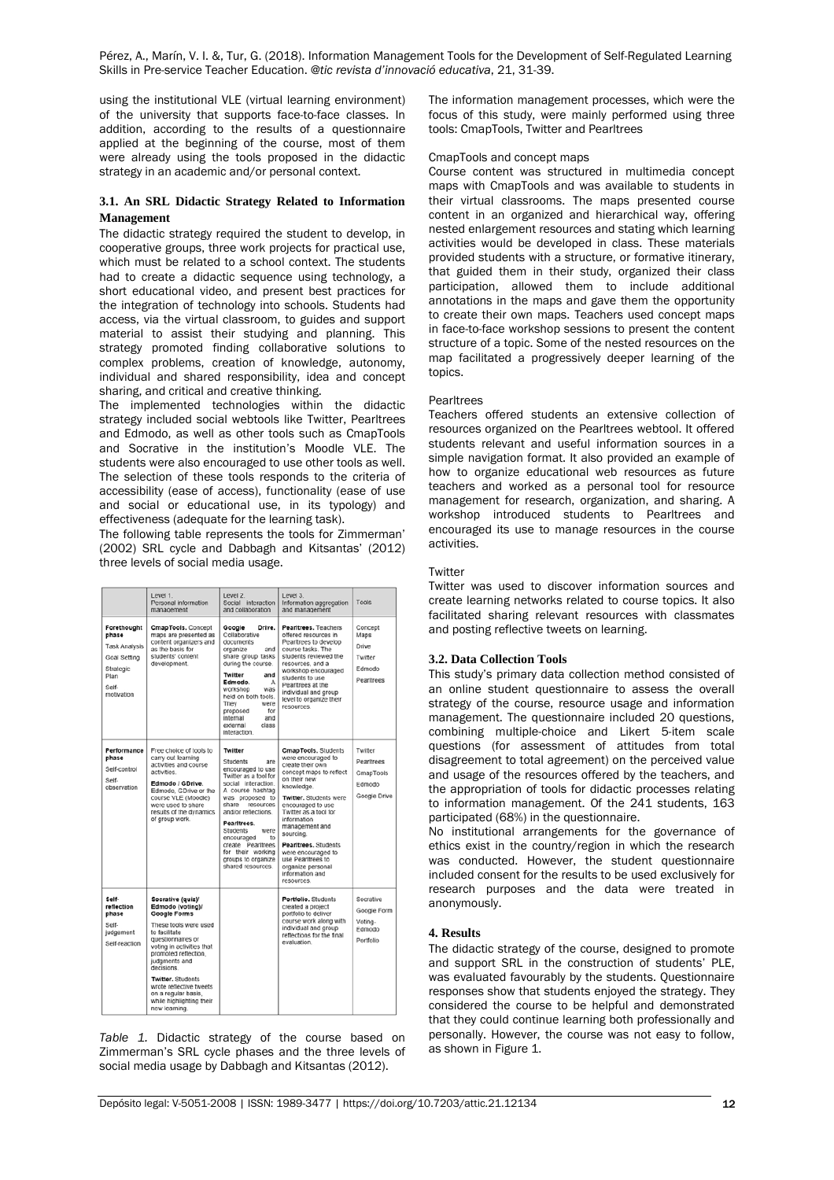using the institutional VLE (virtual learning environment) of the university that supports face-to-face classes. In addition, according to the results of a questionnaire applied at the beginning of the course, most of them were already using the tools proposed in the didactic strategy in an academic and/or personal context.

### 3.1. An SRL Didactic Strategy Related to Information Management

The didactic strategy required the student to develop, in cooperative groups, three work projects for practical use, which must be related to a school context. The students had to create a didactic sequence using technology, a short educational video, and present best practices for the integration of technology into schools. Students had access, via the virtual classroom, to guides and support material to assist their studying and planning. This strategy promoted finding collaborative solutions to complex problems, creation of knowledge, autonomy, individual and shared responsibility, idea and concept sharing, and critical and creative thinking.

The implemented technologies within the didactic strategy included social webtools like Twitter, Pearltrees and Edmodo, as well as other tools such as CmapTools and Socrative in the institution's Moodle VLE. The students were also encouraged to use other tools as well. The selection of these tools responds to the criteria of accessibility (ease of access), functionality (ease of use and social or educational use, in its typology) and effectiveness (adequate for the learning task).

The following table represents the tools for Zimmerman' (2002) SRL cycle and Dabbagh and Kitsantas' (2012) three levels of social media usage.

| | Level 1. Personal information management | Level 2. Social interaction and collaboration | Level 3. Information aggregation and management | Tools |
|---|---|---|---|---|
| **Forethought phase** Task Analysis Goal Setting Strategic Plan Self-motivation | **CmapTools.** Concept maps are presented as content organizers and as the basis for students' content development. | **Google Drive.** Collaborative documents organize and share group tasks during the course. **Twitter and Edmodo.** A workshop was held on both tools. They were proposed for internal and external class interaction. | **Pearltrees.** Teachers offered resources in Pearltrees to develop course tasks. The students reviewed the resources, and a workshop encouraged students to use Pearltrees at the individual and group level to organize their resources. | Concept Maps Drive Twitter Edmodo Pearltrees |
| **Performance phase** Self-control Self-observation | Free choice of tools to carry out learning activities and course activities. **Edmodo / GDrive.** Edmodo, GDrive or the course VLE (Moodle) were used to share results of the dynamics of group work. | **Twitter** Students are encouraged to use Twitter as a tool for social interaction. A course hashtag was proposed to share resources and/or reflections. **Pearltrees.** Students were encouraged to create Pearltrees for their working groups to organize shared resources. | **CmapTools.** Students were encouraged to create their own concept maps to reflect on their new knowledge. **Twitter.** Students were encouraged to use Twitter as a tool for information management and sourcing. **Pearltrees.** Students were encouraged to use Pearltrees to organize personal information and resources. | Twitter Pearltrees CmapTools Edmodo Google Drive |
| **Self-reflection phase** Self-judgement Self-reaction | **Socrative (quiz)/ Edmodo (voting)/ Google Forms** These tools were used to facilitate questionnaires or voting in activities that promoted reflection, judgments and decisions. **Twitter.** Students wrote reflective tweets on a regular basis, while highlighting their new learning. | | **Portfolio.** Students created a project portfolio to deliver course work along with individual and group reflections for the final evaluation. | Socrative Google Form Voting-Edmodo Portfolio |

*Table 1.* Didactic strategy of the course based on Zimmerman's SRL cycle phases and the three levels of social media usage by Dabbagh and Kitsantas (2012).

The information management processes, which were the focus of this study, were mainly performed using three tools: CmapTools, Twitter and Pearltrees

CmapTools and concept maps

Course content was structured in multimedia concept maps with CmapTools and was available to students in their virtual classrooms. The maps presented course content in an organized and hierarchical way, offering nested enlargement resources and stating which learning activities would be developed in class. These materials provided students with a structure, or formative itinerary, that guided them in their study, organized their class participation, allowed them to include additional annotations in the maps and gave them the opportunity to create their own maps. Teachers used concept maps in face-to-face workshop sessions to present the content structure of a topic. Some of the nested resources on the map facilitated a progressively deeper learning of the topics.

Pearltrees

Teachers offered students an extensive collection of resources organized on the Pearltrees webtool. It offered students relevant and useful information sources in a simple navigation format. It also provided an example of how to organize educational web resources as future teachers and worked as a personal tool for resource management for research, organization, and sharing. A workshop introduced students to Pearltrees and encouraged its use to manage resources in the course activities.

Twitter

Twitter was used to discover information sources and create learning networks related to course topics. It also facilitated sharing relevant resources with classmates and posting reflective tweets on learning.

### 3.2. Data Collection Tools

This study's primary data collection method consisted of an online student questionnaire to assess the overall strategy of the course, resource usage and information management. The questionnaire included 20 questions, combining multiple-choice and Likert 5-item scale questions (for assessment of attitudes from total disagreement to total agreement) on the perceived value and usage of the resources offered by the teachers, and the appropriation of tools for didactic processes relating to information management. Of the 241 students, 163 participated (68%) in the questionnaire.

No institutional arrangements for the governance of ethics exist in the country/region in which the research was conducted. However, the student questionnaire included consent for the results to be used exclusively for research purposes and the data were treated in anonymously.

## 4. Results

The didactic strategy of the course, designed to promote and support SRL in the construction of students' PLE, was evaluated favourably by the students. Questionnaire responses show that students enjoyed the strategy. They considered the course to be helpful and demonstrated that they could continue learning both professionally and personally. However, the course was not easy to follow, as shown in Figure 1.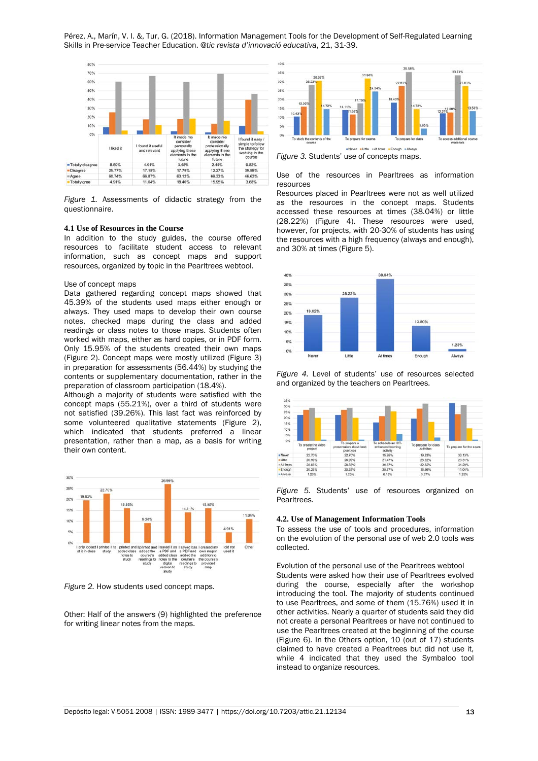| | I liked it | I found it useful and relevant | It made me consider personally applying these elements in the future | It made me consider professionally applying these elements in the future | I found it easy / simple to follow the strategy for working in the course |
|---|---|---|---|---|---|
| Totally disagree | 8.59% | 4.91% | 3.68% | 2.45% | 9.82% |
| Disagree | 25.77% | 17.18% | 17.79% | 12.27% | 39.88% |
| Agree | 60.74% | 66.87% | 60.12% | 69.33% | 46.63% |
| Totally gree | 4.91% | 11.04% | 18.40% | 15.95% | 3.68% |

*Figure 1.* Assessments of didactic strategy from the questionnaire.

### 4.1 Use of Resources in the Course

In addition to the study guides, the course offered resources to facilitate student access to relevant information, such as concept maps and support resources, organized by topic in the Pearltrees webtool.

Use of concept maps

Data gathered regarding concept maps showed that 45.39% of the students used maps either enough or always. They used maps to develop their own course notes, checked maps during the class and added readings or class notes to those maps. Students often worked with maps, either as hard copies, or in PDF form. Only 15.95% of the students created their own maps (Figure 2). Concept maps were mostly utilized (Figure 3) in preparation for assessments (56.44%) by studying the contents or supplementary documentation, rather in the preparation of classroom participation (18.4%).

Although a majority of students were satisfied with the concept maps (55.21%), over a third of students were not satisfied (39.26%). This last fact was reinforced by some volunteered qualitative statements (Figure 2), which indicated that students preferred a linear presentation, rather than a map, as a basis for writing their own content.

| I only looked at it in class | I printed it to study | I printed and added class notes to study | I printed and added the course's readings to study | I saved it as a PDF and added class notes to the digital version to study | I saved it as a PDF and added the course's readings to study | I created my own map in addition to the course's provided map | I did not used it | Other |
|---|---|---|---|---|---|---|---|---|
| 19.63% | 22.70% | 15.95% | 9.20% | 26.99% | 14.11% | 15.95% | 4.91% | 11.04% |

*Figure 2.* How students used concept maps.

Other: Half of the answers (9) highlighted the preference for writing linear notes from the maps.

| | To study the contents of the course | To prepare for exams | To prepare for class | To access additional course materials |
|---|---|---|---|---|
| Never | 10.43% | 14.11% | 18.40% | 12.27% |
| Little | 15.95% | 11.66% | 27.61% | 12.88% |
| At times | 30.67% | 17.79% | 35.58% | 33.74% |
| Enough | 26.22% | 31.90% | 14.72% | 27.61% |
| Always | 14.72% | 24.54% | 3.68% | 13.50% |

*Figure 3.* Students' use of concepts maps.

Use of the resources in Pearltrees as information resources

Resources placed in Pearltrees were not as well utilized as the resources in the concept maps. Students accessed these resources at times (38.04%) or little (28.22%) (Figure 4). These resources were used, however, for projects, with 20-30% of students has using the resources with a high frequency (always and enough), and 30% at times (Figure 5).

| Never | Little | At times | Enough | Always |
|---|---|---|---|---|
| 19.02% | 28.22% | 38.04% | 13.50% | 1.23% |

*Figure 4.* Level of students' use of resources selected and organized by the teachers on Pearltrees.

| | To create the video project | To prepare a presentation about best practices | To schedule an ICT-enhanced learning activity | To prepare for class activities | To prepare for the exam |
|---|---|---|---|---|---|
| Never | 22.70% | 22.70% | 15.95% | 19.63% | 33.13% |
| Little | 26.99% | 26.99% | 21.47% | 28.22% | 23.31% |
| At times | 28.83% | 28.83% | 30.67% | 32.52% | 31.29% |
| Enough | 20.25% | 20.25% | 25.77% | 16.56% | 11.04% |
| Always | 1.23% | 1.23% | 6.13% | 3.07% | 1.20% |

*Figure 5.* Students' use of resources organized on Pearltrees.

### 4.2. Use of Management Information Tools

To assess the use of tools and procedures, information on the evolution of the personal use of web 2.0 tools was collected.

Evolution of the personal use of the Pearltrees webtool

Students were asked how their use of Pearltrees evolved during the course, especially after the workshop introducing the tool. The majority of students continued to use Pearltrees, and some of them (15.76%) used it in other activities. Nearly a quarter of students said they did not create a personal Pearltrees or have not continued to use the Pearltrees created at the beginning of the course (Figure 6). In the Others option, 10 (out of 17) students claimed to have created a Pearltrees but did not use it, while 4 indicated that they used the Symbaloo tool instead to organize resources.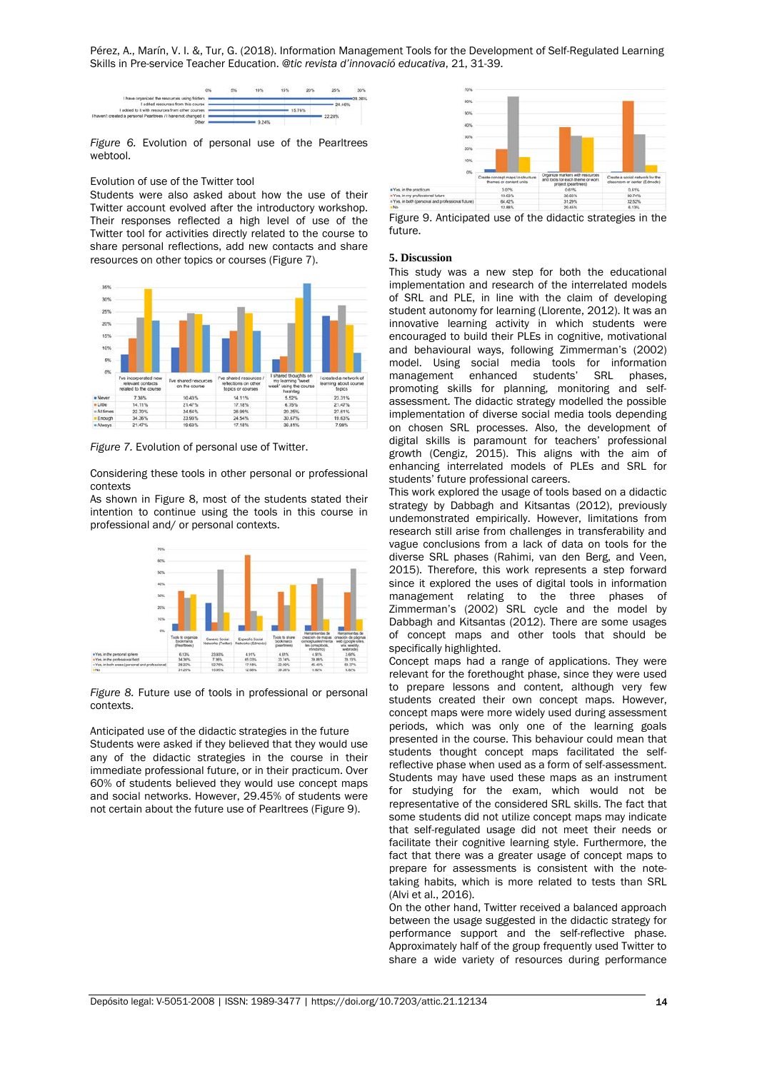Figure 6. Evolution of personal use of the Pearltrees webtool.

Evolution of use of the Twitter tool

Students were also asked about how the use of their Twitter account evolved after the introductory workshop. Their responses reflected a high level of use of the Twitter tool for activities directly related to the course to share personal reflections, add new contacts and share resources on other topics or courses (Figure 7).

| | I've incorporated new relevant contacts related to the course | I've shared resources on the course | I've shared resources / reflections on other topics or courses | I shared thoughts on my learning "weet week" using the course hashtag | I created a network of learning about course topics |
|---|---|---|---|---|---|
| Never | 7.36% | 10.43% | 14.11% | 5.52% | 23.31% |
| Little | 14.11% | 21.47% | 17.18% | 6.75% | 21.47% |
| At times | 22.70% | 24.54% | 26.99% | 20.25% | 27.61% |
| Enough | 34.36% | 23.93% | 24.54% | 30.67% | 19.63% |
| Always | 21.47% | 19.63% | 17.18% | 36.81% | 7.98% |

Figure 7. Evolution of personal use of Twitter.

Considering these tools in other personal or professional contexts

As shown in Figure 8, most of the students stated their intention to continue using the tools in this course in professional and/ or personal contexts.

| | Tools to organize bookmarks (Pearltrees) | Generic Social Networks (Twitter) | Especific Social Networks (Edmodo) | Tools to share bookmarks (pearltrees) | Herramientas de creación de mapas conceptuales/mentales (mindomo) | Herramientas de creación de páginas web (google sites, wix, weebly, webnode) |
|---|---|---|---|---|---|---|
| Yes, in the personal sphere | 6.13% | 23.93% | 4.91% | 4.91% | 4.91% | 3.68% |
| Yes, in the professional field | 34.36% | 7.98% | 65.03% | 33.74% | 39.88% | 33.13% |
| Yes, in both areas (personal and professional) | 28.22% | 52.76% | 17.18% | 22.09% | 45.40% | 53.37% |
| No | 31.29% | 15.95% | 12.88% | 39.26% | 9.82% | 9.82% |

Figure 8. Future use of tools in professional or personal contexts.

Anticipated use of the didactic strategies in the future

Students were asked if they believed that they would use any of the didactic strategies in the course in their immediate professional future, or in their practicum. Over 60% of students believed they would use concept maps and social networks. However, 29.45% of students were not certain about the future use of Pearltrees (Figure 9).

| | Create concept maps to structure themes or content units | Organize markers with resources and tools for each theme or work project (pearltrees) | Create a social network for the classroom or center (Edmodo) |
|---|---|---|---|
| Yes, in the practicum | 3.07% | 0.61% | 0.61% |
| Yes, in my professional future | 19.63% | 38.65% | 60.74% |
| Yes, in both (personal and professional future) | 64.42% | 31.29% | 32.52% |
| No | 12.88% | 29.45% | 6.13% |

Figure 9. Anticipated use of the didactic strategies in the future.

## 5. Discussion

This study was a new step for both the educational implementation and research of the interrelated models of SRL and PLE, in line with the claim of developing student autonomy for learning (Llorente, 2012). It was an innovative learning activity in which students were encouraged to build their PLEs in cognitive, motivational and behavioural ways, following Zimmerman's (2002) model. Using social media tools for information management enhanced students' SRL phases, promoting skills for planning, monitoring and self-assessment. The didactic strategy modelled the possible implementation of diverse social media tools depending on chosen SRL processes. Also, the development of digital skills is paramount for teachers' professional growth (Cengiz, 2015). This aligns with the aim of enhancing interrelated models of PLEs and SRL for students' future professional careers.

This work explored the usage of tools based on a didactic strategy by Dabbagh and Kitsantas (2012), previously undemonstrated empirically. However, limitations from research still arise from challenges in transferability and vague conclusions from a lack of data on tools for the diverse SRL phases (Rahimi, van den Berg, and Veen, 2015). Therefore, this work represents a step forward since it explored the uses of digital tools in information management relating to the three phases of Zimmerman's (2002) SRL cycle and the model by Dabbagh and Kitsantas (2012). There are some usages of concept maps and other tools that should be specifically highlighted.

Concept maps had a range of applications. They were relevant for the forethought phase, since they were used to prepare lessons and content, although very few students created their own concept maps. However, concept maps were more widely used during assessment periods, which was only one of the learning goals presented in the course. This behaviour could mean that students thought concept maps facilitated the self-reflective phase when used as a form of self-assessment. Students may have used these maps as an instrument for studying for the exam, which would not be representative of the considered SRL skills. The fact that some students did not utilize concept maps may indicate that self-regulated usage did not meet their needs or facilitate their cognitive learning style. Furthermore, the fact that there was a greater usage of concept maps to prepare for assessments is consistent with the note-taking habits, which is more related to tests than SRL (Alvi et al., 2016).

On the other hand, Twitter received a balanced approach between the usage suggested in the didactic strategy for performance support and the self-reflective phase. Approximately half of the group frequently used Twitter to share a wide variety of resources during performance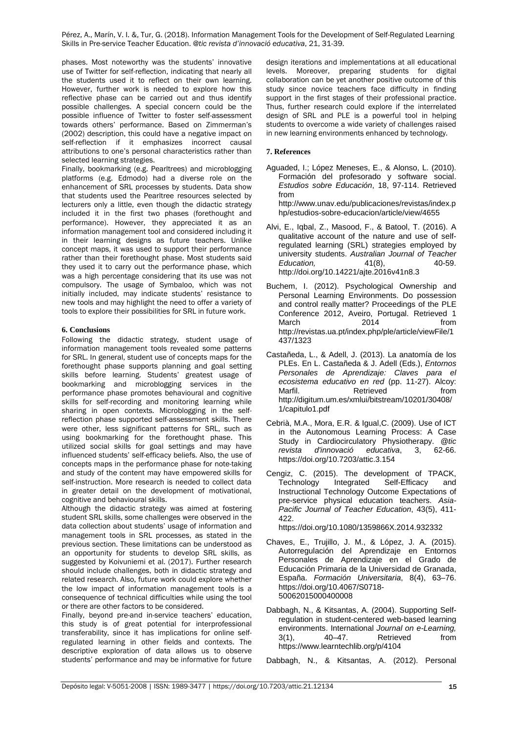phases. Most noteworthy was the students' innovative use of Twitter for self-reflection, indicating that nearly all the students used it to reflect on their own learning. However, further work is needed to explore how this reflective phase can be carried out and thus identify possible challenges. A special concern could be the possible influence of Twitter to foster self-assessment towards others' performance. Based on Zimmerman's (2002) description, this could have a negative impact on self-reflection if it emphasizes incorrect causal attributions to one's personal characteristics rather than selected learning strategies.

Finally, bookmarking (e.g. Pearltrees) and microblogging platforms (e.g. Edmodo) had a diverse role on the enhancement of SRL processes by students. Data show that students used the Pearltree resources selected by lecturers only a little, even though the didactic strategy included it in the first two phases (forethought and performance). However, they appreciated it as an information management tool and considered including it in their learning designs as future teachers. Unlike concept maps, it was used to support their performance rather than their forethought phase. Most students said they used it to carry out the performance phase, which was a high percentage considering that its use was not compulsory. The usage of Symbaloo, which was not initially included, may indicate students' resistance to new tools and may highlight the need to offer a variety of tools to explore their possibilities for SRL in future work.

## 6. Conclusions

Following the didactic strategy, student usage of information management tools revealed some patterns for SRL. In general, student use of concepts maps for the forethought phase supports planning and goal setting skills before learning. Students' greatest usage of bookmarking and microblogging services in the performance phase promotes behavioural and cognitive skills for self-recording and monitoring learning while sharing in open contexts. Microblogging in the self-reflection phase supported self-assessment skills. There were other, less significant patterns for SRL, such as using bookmarking for the forethought phase. This utilized social skills for goal settings and may have influenced students' self-efficacy beliefs. Also, the use of concepts maps in the performance phase for note-taking and study of the content may have empowered skills for self-instruction. More research is needed to collect data in greater detail on the development of motivational, cognitive and behavioural skills.

Although the didactic strategy was aimed at fostering student SRL skills, some challenges were observed in the data collection about students' usage of information and management tools in SRL processes, as stated in the previous section. These limitations can be understood as an opportunity for students to develop SRL skills, as suggested by Koivuniemi et al. (2017). Further research should include challenges, both in didactic strategy and related research. Also, future work could explore whether the low impact of information management tools is a consequence of technical difficulties while using the tool or there are other factors to be considered.

Finally, beyond pre-and in-service teachers' education, this study is of great potential for interprofessional transferability, since it has implications for online self-regulated learning in other fields and contexts. The descriptive exploration of data allows us to observe students' performance and may be informative for future design iterations and implementations at all educational levels. Moreover, preparing students for digital collaboration can be yet another positive outcome of this study since novice teachers face difficulty in finding support in the first stages of their professional practice. Thus, further research could explore if the interrelated design of SRL and PLE is a powerful tool in helping students to overcome a wide variety of challenges raised in new learning environments enhanced by technology.

## 7. References

Aguaded, I.; López Meneses, E., & Alonso, L. (2010). Formación del profesorado y software social. *Estudios sobre Educación*, 18, 97-114. Retrieved from http://www.unav.edu/publicaciones/revistas/index.php/estudios-sobre-educacion/article/view/4655

Alvi, E., Iqbal, Z., Masood, F., & Batool, T. (2016). A qualitative account of the nature and use of self-regulated learning (SRL) strategies employed by university students. *Australian Journal of Teacher Education,* 41(8), 40-59. http://doi.org/10.14221/ajte.2016v41n8.3

Buchem, I. (2012). Psychological Ownership and Personal Learning Environments. Do possession and control really matter? Proceedings of the PLE Conference 2012, Aveiro, Portugal. Retrieved 1 March 2014 from http://revistas.ua.pt/index.php/ple/article/viewFile/1437/1323

Castañeda, L., & Adell, J. (2013). La anatomía de los PLEs. En L. Castañeda & J. Adell (Eds.), *Entornos Personales de Aprendizaje: Claves para el ecosistema educativo en red* (pp. 11-27). Alcoy: Marfil. Retrieved from http://digitum.um.es/xmlui/bitstream/10201/30408/1/capitulo1.pdf

Cebrià, M.A., Mora, E.R. & Igual,C. (2009). Use of ICT in the Autonomous Learning Process: A Case Study in Cardiocirculatory Physiotherapy. *@tic revista d'innovació educativa*, 3, 62-66. https://doi.org/10.7203/attic.3.154

Cengiz, C. (2015). The development of TPACK, Technology Integrated Self-Efficacy and Instructional Technology Outcome Expectations of pre-service physical education teachers. *Asia-Pacific Journal of Teacher Education*, 43(5), 411-422. https://doi.org/10.1080/1359866X.2014.932332

Chaves, E., Trujillo, J. M., & López, J. A. (2015). Autorregulación del Aprendizaje en Entornos Personales de Aprendizaje en el Grado de Educación Primaria de la Universidad de Granada, España. *Formación Universitaria*, 8(4), 63–76. https://doi.org/10.4067/S0718-50062015000400008

Dabbagh, N., & Kitsantas, A. (2004). Supporting Self-regulation in student-centered web-based learning environments. International *Journal on e-Learning,* 3(1), 40–47. Retrieved from https://www.learntechlib.org/p/4104

Dabbagh, N., & Kitsantas, A. (2012). Personal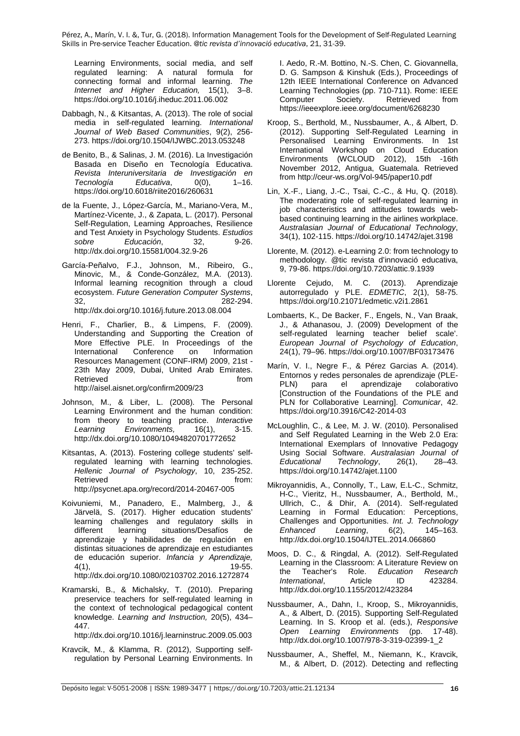Learning Environments, social media, and self regulated learning: A natural formula for connecting formal and informal learning. *The Internet and Higher Education,* 15(1), 3–8. https://doi.org/10.1016/j.iheduc.2011.06.002

Dabbagh, N., & Kitsantas, A. (2013). The role of social media in self-regulated learning. *International Journal of Web Based Communities*, 9(2), 256-273. https://doi.org/10.1504/IJWBC.2013.053248

de Benito, B., & Salinas, J. M. (2016). La Investigación Basada en Diseño en Tecnología Educativa. *Revista Interuniversitaria de Investigación en Tecnología Educativa*, 0(0), 1–16. https://doi.org/10.6018/riite2016/260631

de la Fuente, J., López-García, M., Mariano-Vera, M., Martínez-Vicente, J., & Zapata, L. (2017). Personal Self-Regulation, Learning Approaches, Resilience and Test Anxiety in Psychology Students. *Estudios sobre Educación*, 32, 9-26. http://dx.doi.org/10.15581/004.32.9-26

García-Peñalvo, F.J., Johnson, M., Ribeiro, G., Minovic, M., & Conde-González, M.A. (2013). Informal learning recognition through a cloud ecosystem. *Future Generation Computer Systems*, 32, 282-294. http://dx.doi.org/10.1016/j.future.2013.08.004

Henri, F., Charlier, B., & Limpens, F. (2009). Understanding and Supporting the Creation of More Effective PLE. In Proceedings of the International Conference on Information Resources Management (CONF-IRM) 2009, 21st - 23th May 2009, Dubai, United Arab Emirates. Retrieved from http://aisel.aisnet.org/confirm2009/23

Johnson, M., & Liber, L. (2008). The Personal Learning Environment and the human condition: from theory to teaching practice. *Interactive Learning Environments,* 16(1), 3-15. http://dx.doi.org/10.1080/10494820701772652

Kitsantas, A. (2013). Fostering college students' self-regulated learning with learning technologies. *Hellenic Journal of Psychology*, 10, 235-252. Retrieved from: http://psycnet.apa.org/record/2014-20467-005

Koivuniemi, M., Panadero, E., Malmberg, J., & Järvelä, S. (2017). Higher education students' learning challenges and regulatory skills in different learning situations/Desafíos de aprendizaje y habilidades de regulación en distintas situaciones de aprendizaje en estudiantes de educación superior. *Infancia y Aprendizaje,* 4(1), 19-55. http://dx.doi.org/10.1080/02103702.2016.1272874

Kramarski, B., & Michalsky, T. (2010). Preparing preservice teachers for self-regulated learning in the context of technological pedagogical content knowledge. *Learning and Instruction,* 20(5), 434–447. http://dx.doi.org/10.1016/j.learninstruc.2009.05.003

Kravcik, M., & Klamma, R. (2012), Supporting self-regulation by Personal Learning Environments. In I. Aedo, R.-M. Bottino, N.-S. Chen, C. Giovannella, D. G. Sampson & Kinshuk (Eds.), Proceedings of 12th IEEE International Conference on Advanced Learning Technologies (pp. 710-711). Rome: IEEE Computer Society. Retrieved from https://ieeexplore.ieee.org/document/6268230

Kroop, S., Berthold, M., Nussbaumer, A., & Albert, D. (2012). Supporting Self-Regulated Learning in Personalised Learning Environments. In 1st International Workshop on Cloud Education Environments (WCLOUD 2012), 15th -16th November 2012, Antigua, Guatemala. Retrieved from http://ceur-ws.org/Vol-945/paper10.pdf

Lin, X.-F., Liang, J.-C., Tsai, C.-C., & Hu, Q. (2018). The moderating role of self-regulated learning in job characteristics and attitudes towards web-based continuing learning in the airlines workplace. *Australasian Journal of Educational Technology*, 34(1), 102-115. https://doi.org/10.14742/ajet.3198

Llorente, M. (2012). e-Learning 2.0: from technology to methodology. @tic revista d'innovació educativa, 9, 79-86. https://doi.org/10.7203/attic.9.1939

Llorente Cejudo, M. C. (2013). Aprendizaje autorregulado y PLE. *EDMETIC*, 2(1), 58-75. https://doi.org/10.21071/edmetic.v2i1.2861

Lombaerts, K., De Backer, F., Engels, N., Van Braak, J., & Athanasou, J. (2009) Development of the self-regulated learning teacher belief scale'. *European Journal of Psychology of Education*, 24(1), 79–96. https://doi.org/10.1007/BF03173476

Marín, V. I., Negre F., & Pérez Garcias A. (2014). Entornos y redes personales de aprendizaje (PLE-PLN) para el aprendizaje colaborativo [Construction of the Foundations of the PLE and PLN for Collaborative Learning]. *Comunicar*, 42. https://doi.org/10.3916/C42-2014-03

McLoughlin, C., & Lee, M. J. W. (2010). Personalised and Self Regulated Learning in the Web 2.0 Era: International Exemplars of Innovative Pedagogy Using Social Software. *Australasian Journal of Educational Technology*, 26(1), 28–43. https://doi.org/10.14742/ajet.1100

Mikroyannidis, A., Connolly, T., Law, E.L-C., Schmitz, H-C., Vieritz, H., Nussbaumer, A., Berthold, M., Ullrich, C., & Dhir, A. (2014). Self-regulated Learning in Formal Education: Perceptions, Challenges and Opportunities. *Int. J. Technology Enhanced Learning*, 6(2), 145–163. http://dx.doi.org/10.1504/IJTEL.2014.066860

Moos, D. C., & Ringdal, A. (2012). Self-Regulated Learning in the Classroom: A Literature Review on the Teacher's Role. *Education Research International*, Article ID 423284. http://dx.doi.org/10.1155/2012/423284

Nussbaumer, A., Dahn, I., Kroop, S., Mikroyannidis, A., & Albert, D. (2015). Supporting Self-Regulated Learning. In S. Kroop et al. (eds.), *Responsive Open Learning Environments* (pp. 17-48). http://dx.doi.org/10.1007/978-3-319-02399-1_2

Nussbaumer, A., Sheffel, M., Niemann, K., Kravcik, M., & Albert, D. (2012). Detecting and reflecting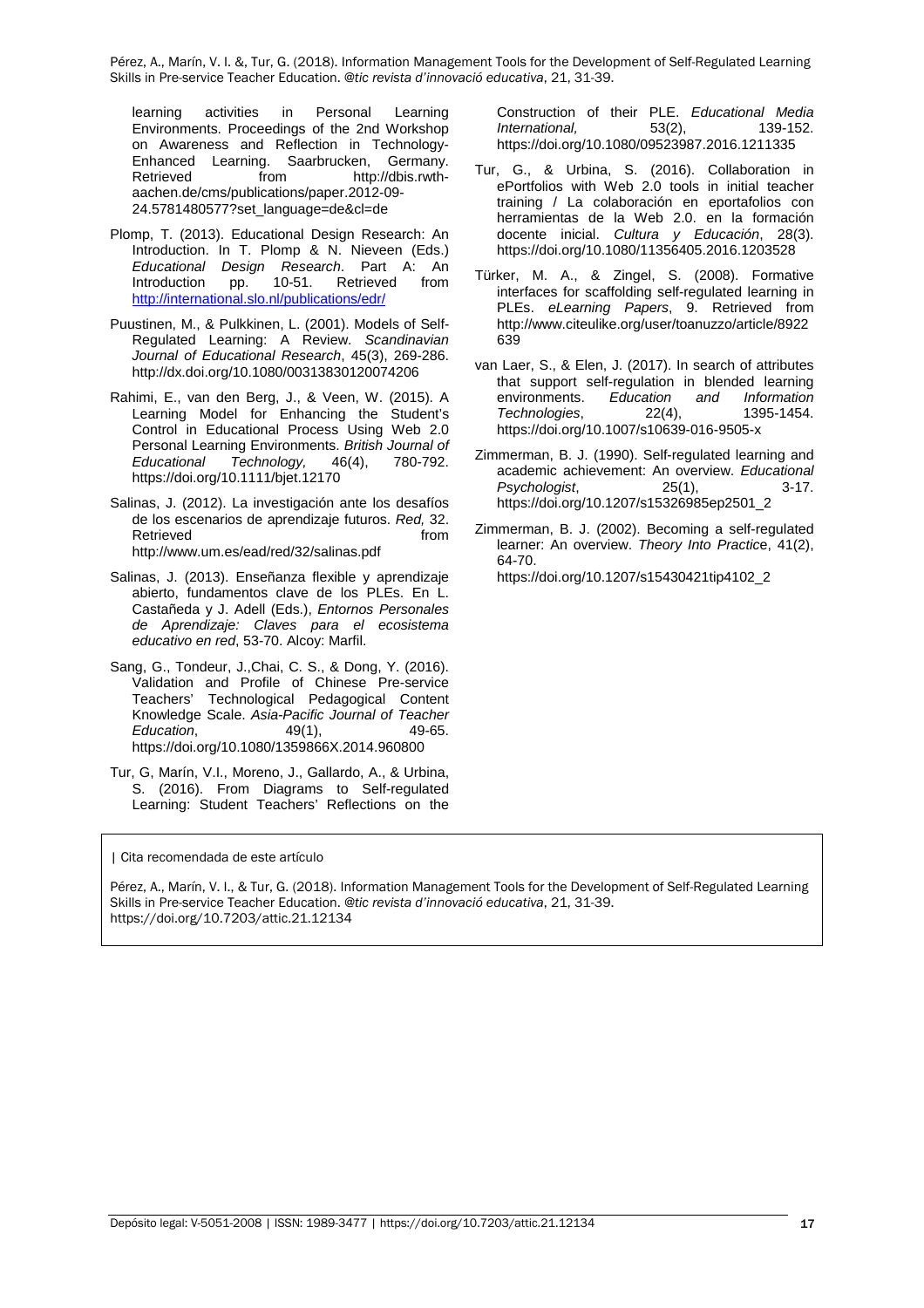learning activities in Personal Learning Environments. Proceedings of the 2nd Workshop on Awareness and Reflection in Technology-Enhanced Learning. Saarbrucken, Germany. Retrieved from http://dbis.rwth-aachen.de/cms/publications/paper.2012-09-24.5781480577?set_language=de&cl=de

Plomp, T. (2013). Educational Design Research: An Introduction. In T. Plomp & N. Nieveen (Eds.) *Educational Design Research*. Part A: An Introduction pp. 10-51. Retrieved from http://international.slo.nl/publications/edr/

Puustinen, M., & Pulkkinen, L. (2001). Models of Self-Regulated Learning: A Review. *Scandinavian Journal of Educational Research*, 45(3), 269-286. http://dx.doi.org/10.1080/00313830120074206

Rahimi, E., van den Berg, J., & Veen, W. (2015). A Learning Model for Enhancing the Student's Control in Educational Process Using Web 2.0 Personal Learning Environments. *British Journal of Educational Technology,* 46(4), 780-792. https://doi.org/10.1111/bjet.12170

Salinas, J. (2012). La investigación ante los desafíos de los escenarios de aprendizaje futuros. *Red,* 32. Retrieved from http://www.um.es/ead/red/32/salinas.pdf

Salinas, J. (2013). Enseñanza flexible y aprendizaje abierto, fundamentos clave de los PLEs. En L. Castañeda y J. Adell (Eds.), *Entornos Personales de Aprendizaje: Claves para el ecosistema educativo en red*, 53-70. Alcoy: Marfil.

Sang, G., Tondeur, J.,Chai, C. S., & Dong, Y. (2016). Validation and Profile of Chinese Pre-service Teachers' Technological Pedagogical Content Knowledge Scale. *Asia-Pacific Journal of Teacher Education*, 49(1), 49-65. https://doi.org/10.1080/1359866X.2014.960800

Tur, G, Marín, V.I., Moreno, J., Gallardo, A., & Urbina, S. (2016). From Diagrams to Self-regulated Learning: Student Teachers' Reflections on the Construction of their PLE. *Educational Media International,* 53(2), 139-152. https://doi.org/10.1080/09523987.2016.1211335

Tur, G., & Urbina, S. (2016). Collaboration in ePortfolios with Web 2.0 tools in initial teacher training / La colaboración en eportafolios con herramientas de la Web 2.0. en la formación docente inicial. *Cultura y Educación*, 28(3). https://doi.org/10.1080/11356405.2016.1203528

Türker, M. A., & Zingel, S. (2008). Formative interfaces for scaffolding self-regulated learning in PLEs. *eLearning Papers*, 9. Retrieved from http://www.citeulike.org/user/toanuzzo/article/8922639

van Laer, S., & Elen, J. (2017). In search of attributes that support self-regulation in blended learning environments. *Education and Information Technologies*, 22(4), 1395-1454. https://doi.org/10.1007/s10639-016-9505-x

Zimmerman, B. J. (1990). Self-regulated learning and academic achievement: An overview. *Educational Psychologist*, 25(1), 3-17. https://doi.org/10.1207/s15326985ep2501_2

Zimmerman, B. J. (2002). Becoming a self-regulated learner: An overview. *Theory Into Practice*, 41(2), 64-70. https://doi.org/10.1207/s15430421tip4102_2

| Cita recomendada de este artículo

Pérez, A., Marín, V. I., & Tur, G. (2018). Information Management Tools for the Development of Self-Regulated Learning Skills in Pre-service Teacher Education. *@tic revista d'innovació educativa*, 21, 31-39. https://doi.org/10.7203/attic.21.12134